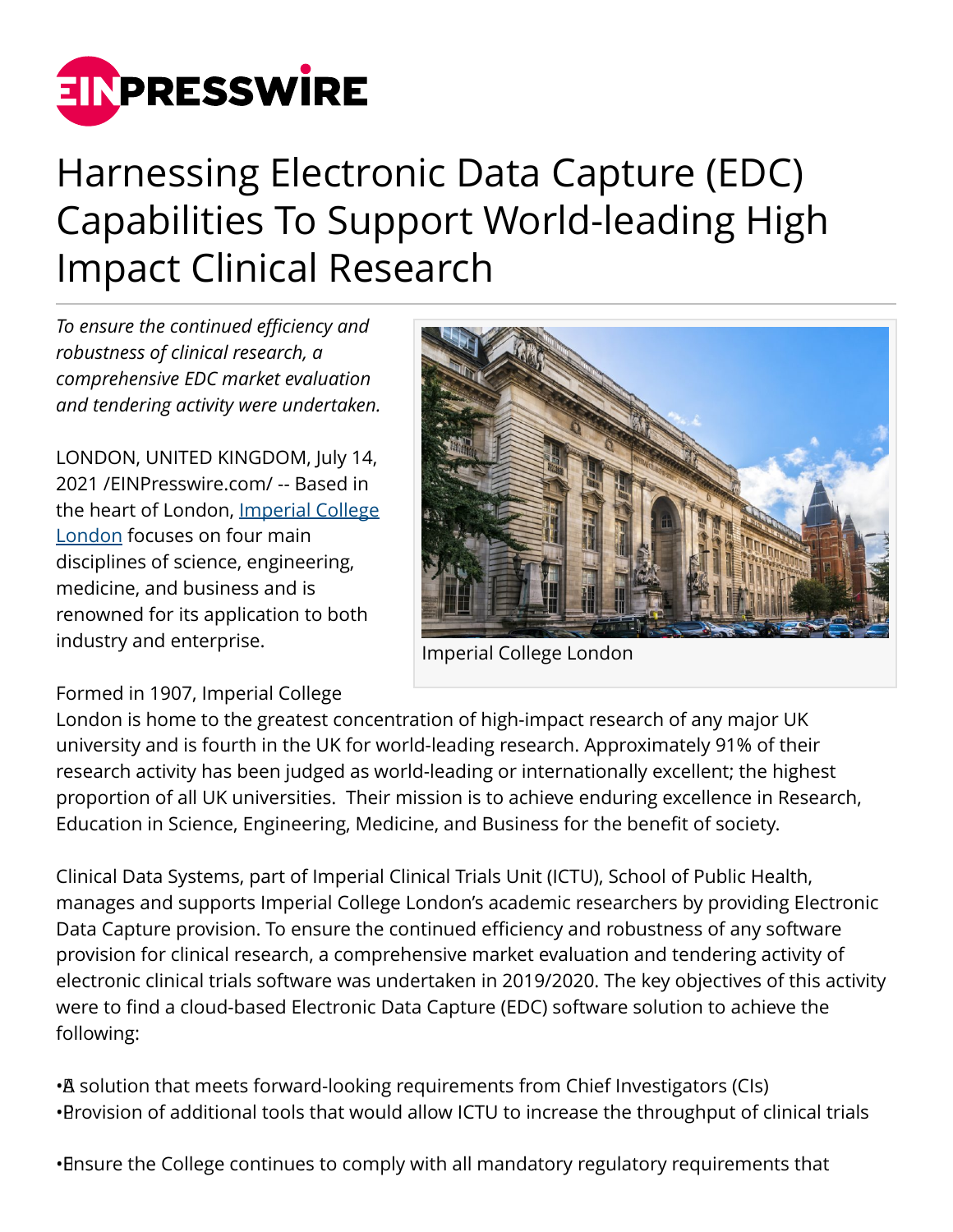# Harnessing Electronic Data Capture (EDC) Capabilities To Support World-leading High Impact Clinical Research

*To ensure the continued efficiency and robustness of clinical research, a comprehensive EDC market evaluation and tendering activity were undertaken.*

LONDON, UNITED KINGDOM, July 14, 2021 /EINPresswire.com/ -- Based in the heart of London, Imperial College London focuses on four main disciplines of science, engineering, medicine, and business and is renowned for its application to both industry and enterprise.

Imperial College London

Formed in 1907, Imperial College London is home to the greatest concentration of high-impact research of any major UK university and is fourth in the UK for world-leading research. Approximately 91% of their research activity has been judged as world-leading or internationally excellent; the highest proportion of all UK universities. Their mission is to achieve enduring excellence in Research, Education in Science, Engineering, Medicine, and Business for the benefit of society.

Clinical Data Systems, part of Imperial Clinical Trials Unit (ICTU), School of Public Health, manages and supports Imperial College London's academic researchers by providing Electronic Data Capture provision. To ensure the continued efficiency and robustness of any software provision for clinical research, a comprehensive market evaluation and tendering activity of electronic clinical trials software was undertaken in 2019/2020. The key objectives of this activity were to find a cloud-based Electronic Data Capture (EDC) software solution to achieve the following:

- A solution that meets forward-looking requirements from Chief Investigators (CIs)
- Provision of additional tools that would allow ICTU to increase the throughput of clinical trials
- Ensure the College continues to comply with all mandatory regulatory requirements that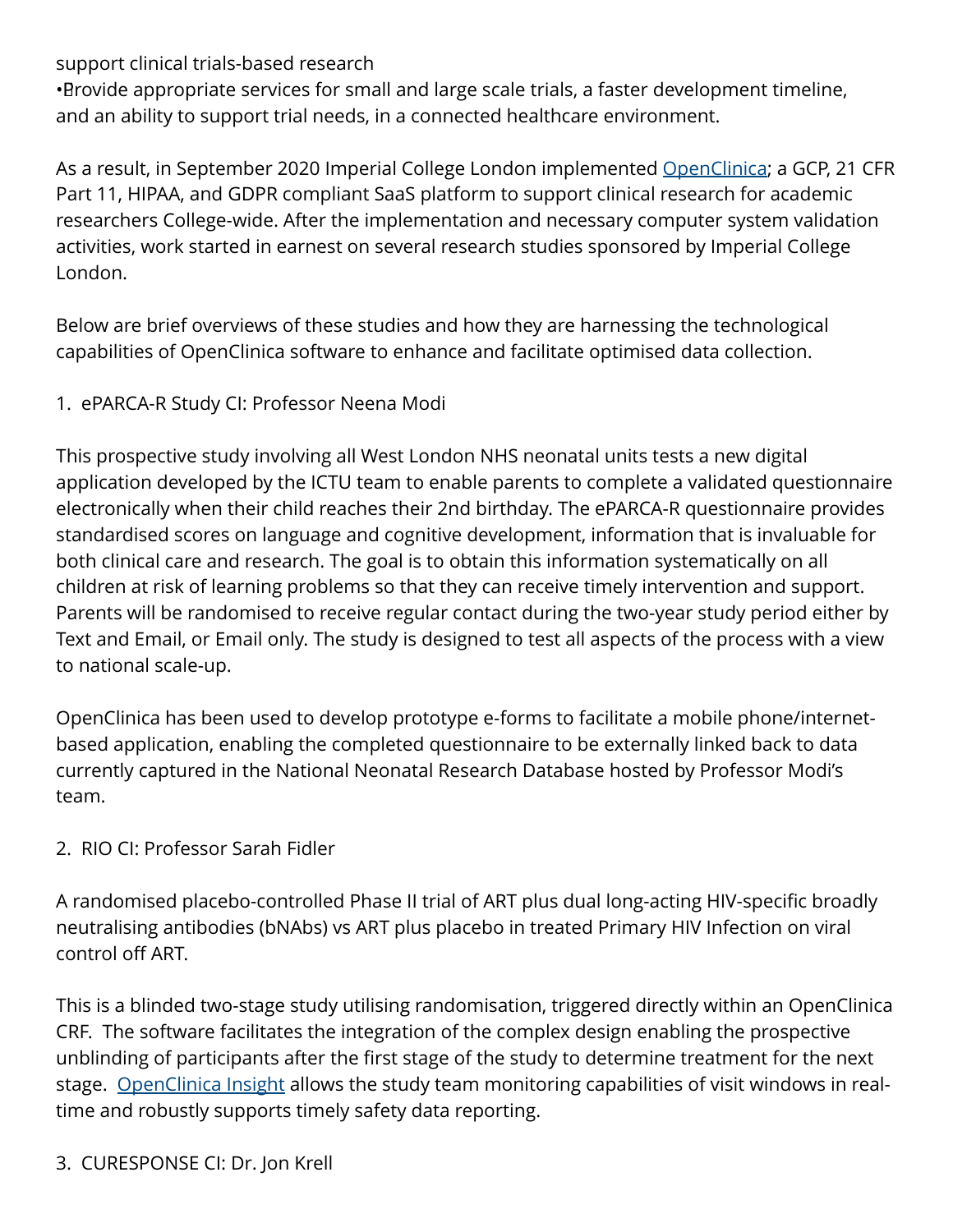support clinical trials-based research

- Provide appropriate services for small and large scale trials, a faster development timeline, and an ability to support trial needs, in a connected healthcare environment.

As a result, in September 2020 Imperial College London implemented [OpenClinica]; a GCP, 21 CFR Part 11, HIPAA, and GDPR compliant SaaS platform to support clinical research for academic researchers College-wide. After the implementation and necessary computer system validation activities, work started in earnest on several research studies sponsored by Imperial College London.

Below are brief overviews of these studies and how they are harnessing the technological capabilities of OpenClinica software to enhance and facilitate optimised data collection.

1. ePARCA-R Study CI: Professor Neena Modi

This prospective study involving all West London NHS neonatal units tests a new digital application developed by the ICTU team to enable parents to complete a validated questionnaire electronically when their child reaches their 2nd birthday. The ePARCA-R questionnaire provides standardised scores on language and cognitive development, information that is invaluable for both clinical care and research. The goal is to obtain this information systematically on all children at risk of learning problems so that they can receive timely intervention and support. Parents will be randomised to receive regular contact during the two-year study period either by Text and Email, or Email only. The study is designed to test all aspects of the process with a view to national scale-up.

OpenClinica has been used to develop prototype e-forms to facilitate a mobile phone/internet-based application, enabling the completed questionnaire to be externally linked back to data currently captured in the National Neonatal Research Database hosted by Professor Modi's team.

2. RIO CI: Professor Sarah Fidler

A randomised placebo-controlled Phase II trial of ART plus dual long-acting HIV-specific broadly neutralising antibodies (bNAbs) vs ART plus placebo in treated Primary HIV Infection on viral control off ART.

This is a blinded two-stage study utilising randomisation, triggered directly within an OpenClinica CRF. The software facilitates the integration of the complex design enabling the prospective unblinding of participants after the first stage of the study to determine treatment for the next stage. [OpenClinica Insight] allows the study team monitoring capabilities of visit windows in real-time and robustly supports timely safety data reporting.

3. CURESPONSE CI: Dr. Jon Krell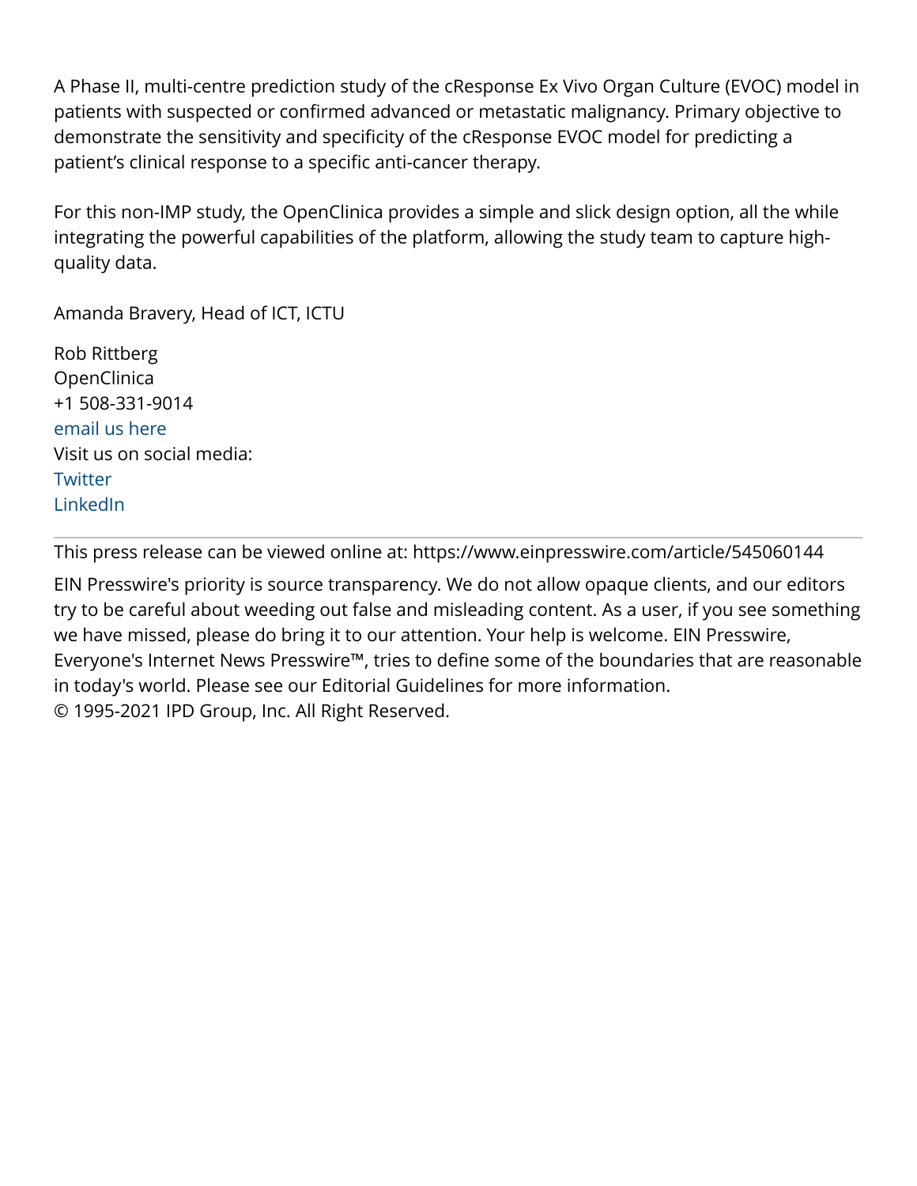A Phase II, multi-centre prediction study of the cResponse Ex Vivo Organ Culture (EVOC) model in patients with suspected or confirmed advanced or metastatic malignancy. Primary objective to demonstrate the sensitivity and specificity of the cResponse EVOC model for predicting a patient's clinical response to a specific anti-cancer therapy.

For this non-IMP study, the OpenClinica provides a simple and slick design option, all the while integrating the powerful capabilities of the platform, allowing the study team to capture high-quality data.

Amanda Bravery, Head of ICT, ICTU

Rob Rittberg
OpenClinica
+1 508-331-9014
email us here
Visit us on social media:
Twitter
LinkedIn

---

This press release can be viewed online at: https://www.einpresswire.com/article/545060144

EIN Presswire's priority is source transparency. We do not allow opaque clients, and our editors try to be careful about weeding out false and misleading content. As a user, if you see something we have missed, please do bring it to our attention. Your help is welcome. EIN Presswire, Everyone's Internet News Presswire™, tries to define some of the boundaries that are reasonable in today's world. Please see our Editorial Guidelines for more information.
© 1995-2021 IPD Group, Inc. All Right Reserved.